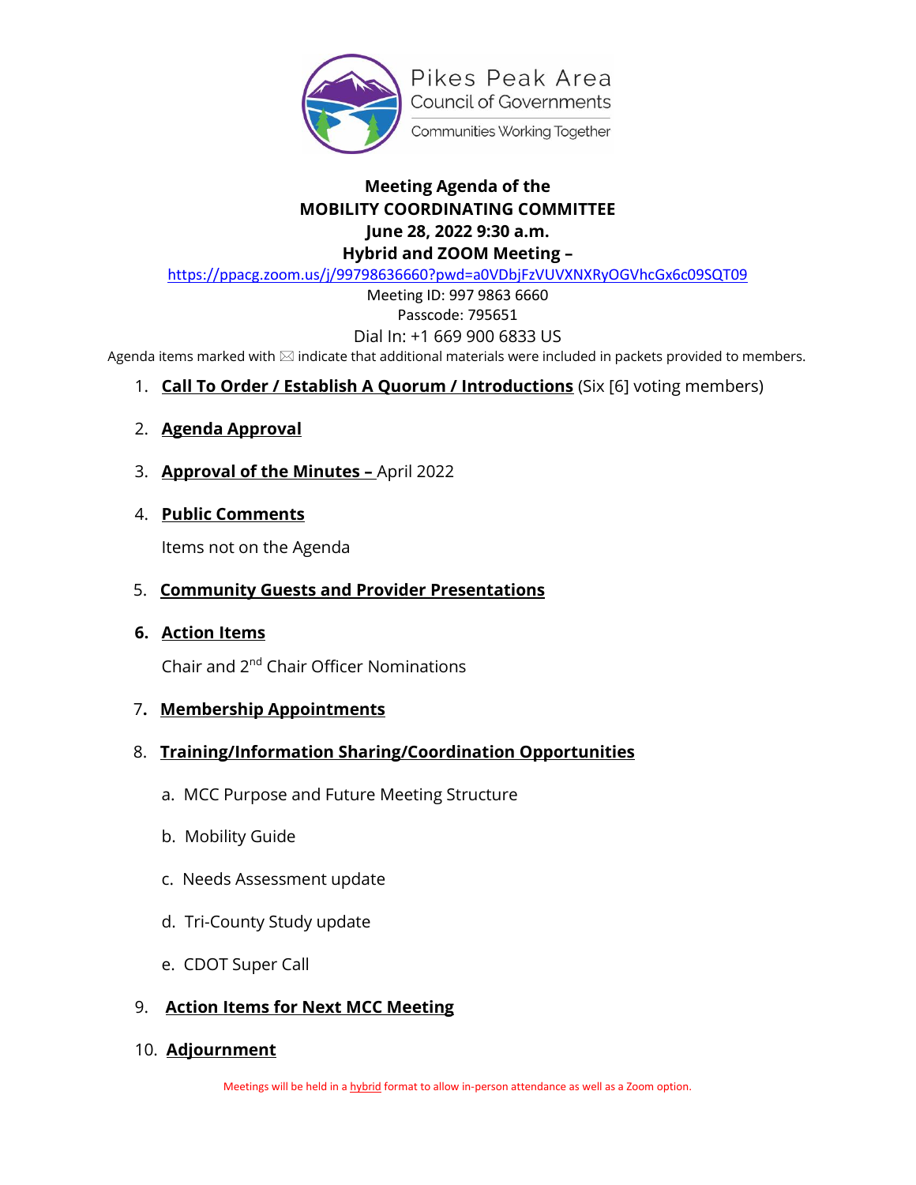Pikes Peak Area
Council of Governments
Communities Working Together

# Meeting Agenda of the
# MOBILITY COORDINATING COMMITTEE
## June 28, 2022 9:30 a.m.
## Hybrid and ZOOM Meeting –

https://ppacg.zoom.us/j/99798636660?pwd=a0VDbjFzVUVXNXRyOGVhcGx6c09SQT09

Meeting ID: 997 9863 6660

Passcode: 795651

Dial In: +1 669 900 6833 US

Agenda items marked with ✉ indicate that additional materials were included in packets provided to members.

1. **Call To Order / Establish A Quorum / Introductions** (Six [6] voting members)

2. **Agenda Approval**

3. **Approval of the Minutes –** April 2022

4. **Public Comments**

   Items not on the Agenda

5. **Community Guests and Provider Presentations**

6. **Action Items**

   Chair and 2nd Chair Officer Nominations

7. **Membership Appointments**

8. **Training/Information Sharing/Coordination Opportunities**

   a. MCC Purpose and Future Meeting Structure

   b. Mobility Guide

   c. Needs Assessment update

   d. Tri-County Study update

   e. CDOT Super Call

9. **Action Items for Next MCC Meeting**

10. **Adjournment**

Meetings will be held in a hybrid format to allow in-person attendance as well as a Zoom option.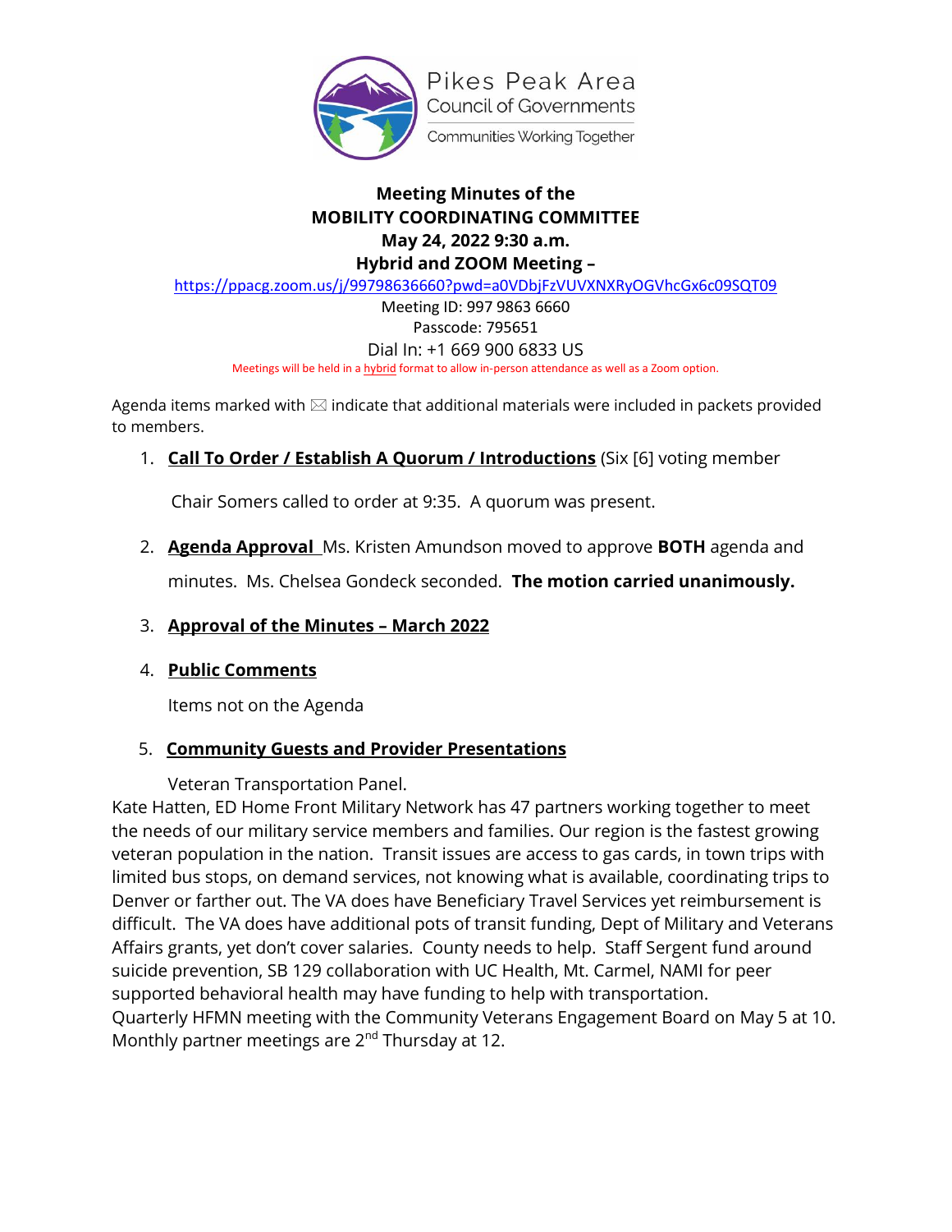Pikes Peak Area
Council of Governments
Communities Working Together

**Meeting Minutes of the**
**MOBILITY COORDINATING COMMITTEE**
**May 24, 2022 9:30 a.m.**
**Hybrid and ZOOM Meeting –**

https://ppacg.zoom.us/j/99798636660?pwd=a0VDbjFzVUVXNXRyOGVhcGx6c09SQT09

Meeting ID: 997 9863 6660
Passcode: 795651
Dial In: +1 669 900 6833 US

Meetings will be held in a hybrid format to allow in-person attendance as well as a Zoom option.

Agenda items marked with ✉ indicate that additional materials were included in packets provided to members.

1. **Call To Order / Establish A Quorum / Introductions** (Six [6] voting member

   Chair Somers called to order at 9:35. A quorum was present.

2. **Agenda Approval** Ms. Kristen Amundson moved to approve **BOTH** agenda and minutes. Ms. Chelsea Gondeck seconded. **The motion carried unanimously.**

3. **Approval of the Minutes – March 2022**

4. **Public Comments**

   Items not on the Agenda

5. **Community Guests and Provider Presentations**

   Veteran Transportation Panel.

Kate Hatten, ED Home Front Military Network has 47 partners working together to meet the needs of our military service members and families. Our region is the fastest growing veteran population in the nation. Transit issues are access to gas cards, in town trips with limited bus stops, on demand services, not knowing what is available, coordinating trips to Denver or farther out. The VA does have Beneficiary Travel Services yet reimbursement is difficult. The VA does have additional pots of transit funding, Dept of Military and Veterans Affairs grants, yet don't cover salaries. County needs to help. Staff Sergent fund around suicide prevention, SB 129 collaboration with UC Health, Mt. Carmel, NAMI for peer supported behavioral health may have funding to help with transportation.
Quarterly HFMN meeting with the Community Veterans Engagement Board on May 5 at 10. Monthly partner meetings are 2nd Thursday at 12.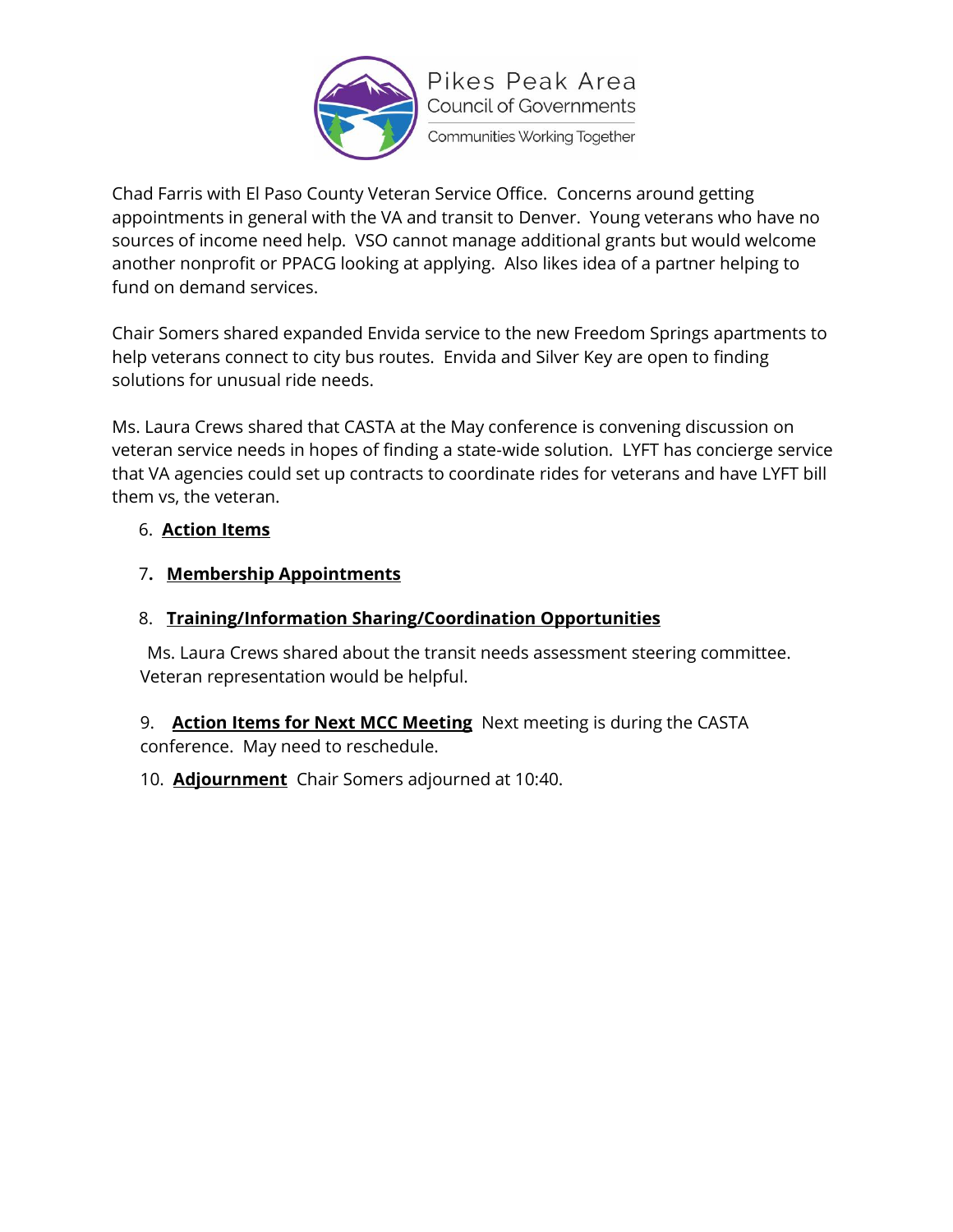Chad Farris with El Paso County Veteran Service Office. Concerns around getting appointments in general with the VA and transit to Denver. Young veterans who have no sources of income need help. VSO cannot manage additional grants but would welcome another nonprofit or PPACG looking at applying. Also likes idea of a partner helping to fund on demand services.

Chair Somers shared expanded Envida service to the new Freedom Springs apartments to help veterans connect to city bus routes. Envida and Silver Key are open to finding solutions for unusual ride needs.

Ms. Laura Crews shared that CASTA at the May conference is convening discussion on veteran service needs in hopes of finding a state-wide solution. LYFT has concierge service that VA agencies could set up contracts to coordinate rides for veterans and have LYFT bill them vs, the veteran.

6. **Action Items**

7. **Membership Appointments**

8. **Training/Information Sharing/Coordination Opportunities**

Ms. Laura Crews shared about the transit needs assessment steering committee. Veteran representation would be helpful.

9. **Action Items for Next MCC Meeting** Next meeting is during the CASTA conference. May need to reschedule.

10. **Adjournment** Chair Somers adjourned at 10:40.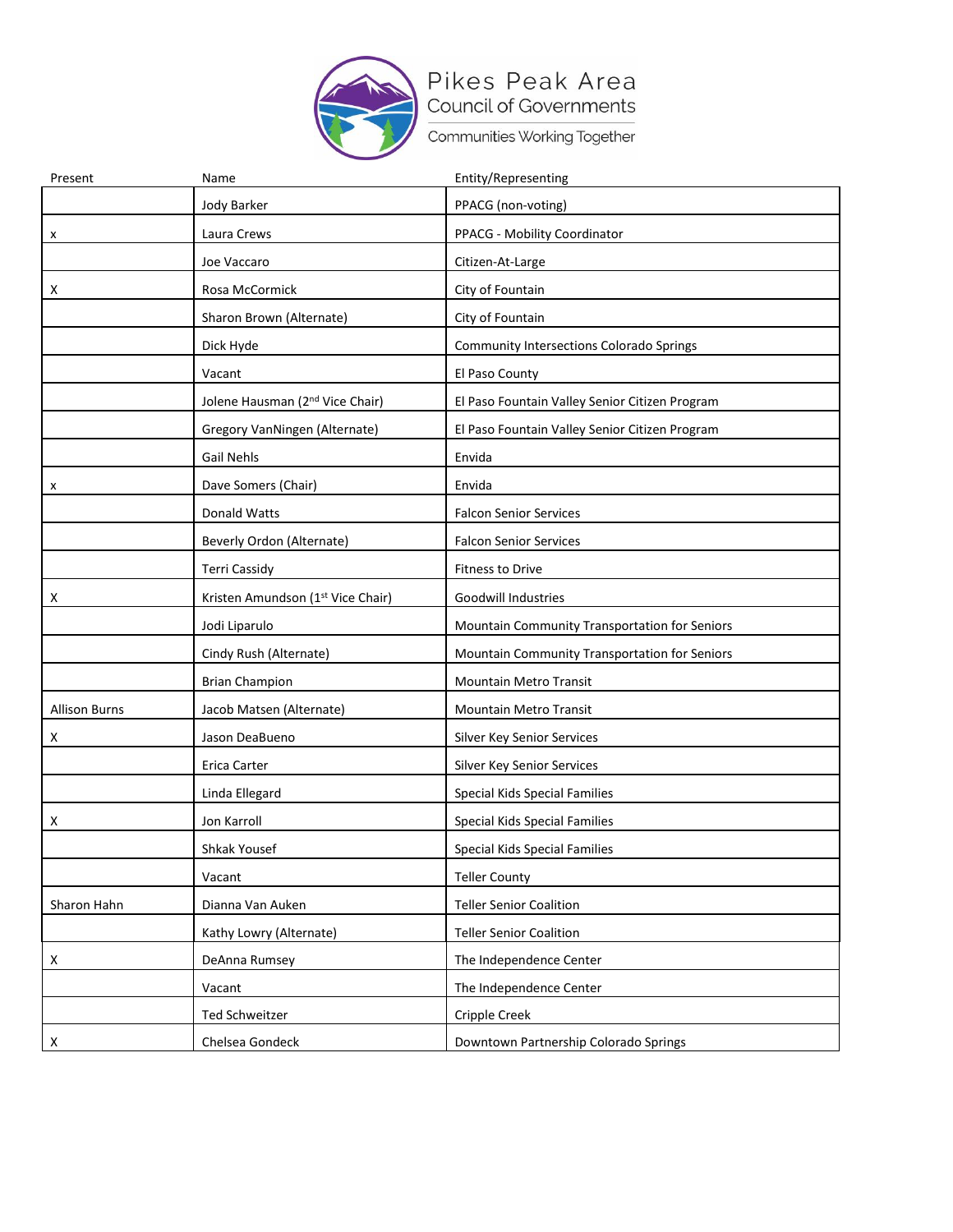Pikes Peak Area Council of Governments

Communities Working Together

| Present | Name | Entity/Representing |
|---|---|---|
| | Jody Barker | PPACG (non-voting) |
| x | Laura Crews | PPACG - Mobility Coordinator |
| | Joe Vaccaro | Citizen-At-Large |
| X | Rosa McCormick | City of Fountain |
| | Sharon Brown (Alternate) | City of Fountain |
| | Dick Hyde | Community Intersections Colorado Springs |
| | Vacant | El Paso County |
| | Jolene Hausman (2nd Vice Chair) | El Paso Fountain Valley Senior Citizen Program |
| | Gregory VanNingen (Alternate) | El Paso Fountain Valley Senior Citizen Program |
| | Gail Nehls | Envida |
| x | Dave Somers (Chair) | Envida |
| | Donald Watts | Falcon Senior Services |
| | Beverly Ordon (Alternate) | Falcon Senior Services |
| | Terri Cassidy | Fitness to Drive |
| X | Kristen Amundson (1st Vice Chair) | Goodwill Industries |
| | Jodi Liparulo | Mountain Community Transportation for Seniors |
| | Cindy Rush (Alternate) | Mountain Community Transportation for Seniors |
| | Brian Champion | Mountain Metro Transit |
| Allison Burns | Jacob Matsen (Alternate) | Mountain Metro Transit |
| X | Jason DeaBueno | Silver Key Senior Services |
| | Erica Carter | Silver Key Senior Services |
| | Linda Ellegard | Special Kids Special Families |
| X | Jon Karroll | Special Kids Special Families |
| | Shkak Yousef | Special Kids Special Families |
| | Vacant | Teller County |
| Sharon Hahn | Dianna Van Auken | Teller Senior Coalition |
| | Kathy Lowry (Alternate) | Teller Senior Coalition |
| X | DeAnna Rumsey | The Independence Center |
| | Vacant | The Independence Center |
| | Ted Schweitzer | Cripple Creek |
| X | Chelsea Gondeck | Downtown Partnership Colorado Springs |